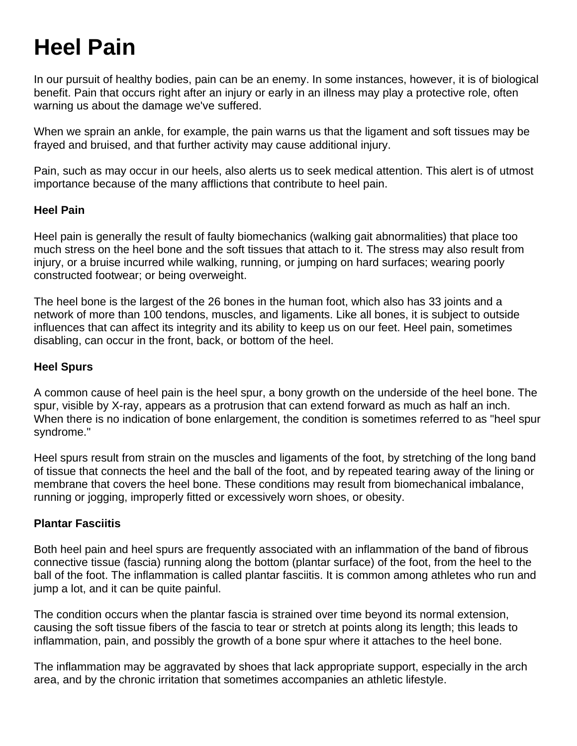# Heel Pain

In our pursuit of healthy bodies, pain can be an enemy. In some instances, however, it is of biological benefit. Pain that occurs right after an injury or early in an illness may play a protective role, often warning us about the damage we've suffered.

When we sprain an ankle, for example, the pain warns us that the ligament and soft tissues may be frayed and bruised, and that further activity may cause additional injury.

Pain, such as may occur in our heels, also alerts us to seek medical attention. This alert is of utmost importance because of the many afflictions that contribute to heel pain.

### Heel Pain

Heel pain is generally the result of faulty biomechanics (walking gait abnormalities) that place too much stress on the heel bone and the soft tissues that attach to it. The stress may also result from injury, or a bruise incurred while walking, running, or jumping on hard surfaces; wearing poorly constructed footwear; or being overweight.

The heel bone is the largest of the 26 bones in the human foot, which also has 33 joints and a network of more than 100 tendons, muscles, and ligaments. Like all bones, it is subject to outside influences that can affect its integrity and its ability to keep us on our feet. Heel pain, sometimes disabling, can occur in the front, back, or bottom of the heel.

### Heel Spurs

A common cause of heel pain is the heel spur, a bony growth on the underside of the heel bone. The spur, visible by X-ray, appears as a protrusion that can extend forward as much as half an inch. When there is no indication of bone enlargement, the condition is sometimes referred to as "heel spur syndrome."

Heel spurs result from strain on the muscles and ligaments of the foot, by stretching of the long band of tissue that connects the heel and the ball of the foot, and by repeated tearing away of the lining or membrane that covers the heel bone. These conditions may result from biomechanical imbalance, running or jogging, improperly fitted or excessively worn shoes, or obesity.

### Plantar Fasciitis

Both heel pain and heel spurs are frequently associated with an inflammation of the band of fibrous connective tissue (fascia) running along the bottom (plantar surface) of the foot, from the heel to the ball of the foot. The inflammation is called plantar fasciitis. It is common among athletes who run and jump a lot, and it can be quite painful.

The condition occurs when the plantar fascia is strained over time beyond its normal extension, causing the soft tissue fibers of the fascia to tear or stretch at points along its length; this leads to inflammation, pain, and possibly the growth of a bone spur where it attaches to the heel bone.

The inflammation may be aggravated by shoes that lack appropriate support, especially in the arch area, and by the chronic irritation that sometimes accompanies an athletic lifestyle.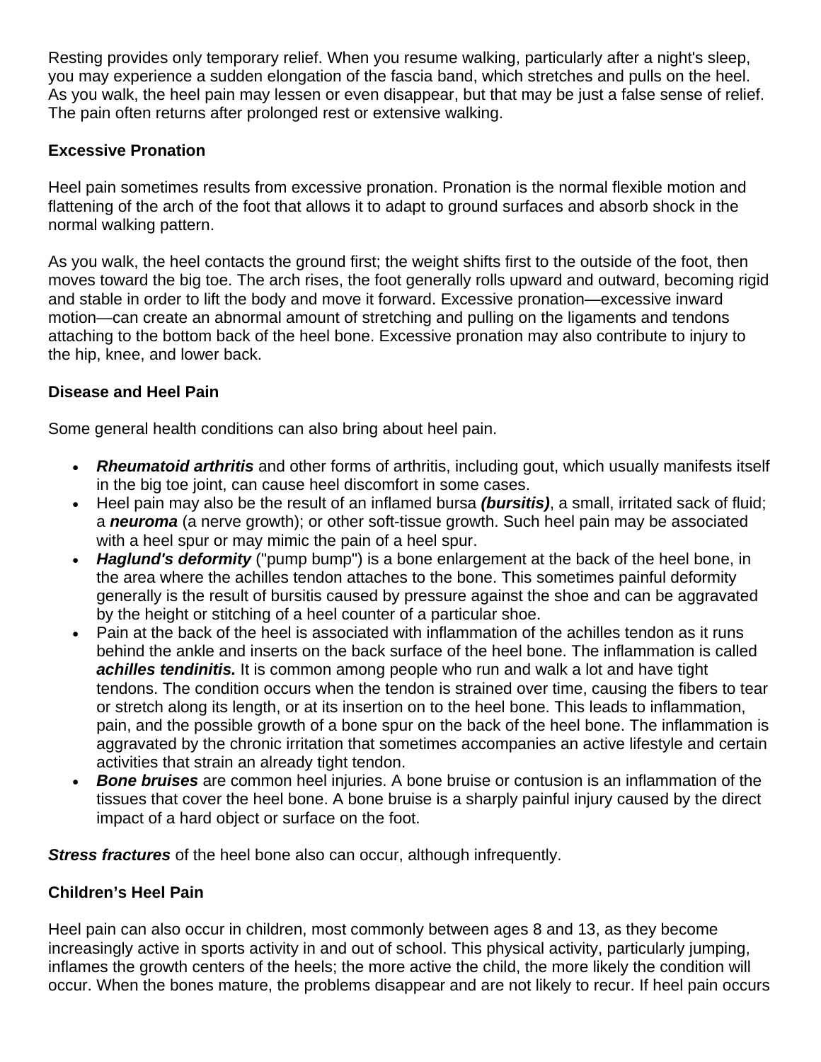Resting provides only temporary relief. When you resume walking, particularly after a night's sleep, you may experience a sudden elongation of the fascia band, which stretches and pulls on the heel. As you walk, the heel pain may lessen or even disappear, but that may be just a false sense of relief. The pain often returns after prolonged rest or extensive walking.

### Excessive Pronation

Heel pain sometimes results from excessive pronation. Pronation is the normal flexible motion and flattening of the arch of the foot that allows it to adapt to ground surfaces and absorb shock in the normal walking pattern.

As you walk, the heel contacts the ground first; the weight shifts first to the outside of the foot, then moves toward the big toe. The arch rises, the foot generally rolls upward and outward, becoming rigid and stable in order to lift the body and move it forward. Excessive pronation—excessive inward motion—can create an abnormal amount of stretching and pulling on the ligaments and tendons attaching to the bottom back of the heel bone. Excessive pronation may also contribute to injury to the hip, knee, and lower back.

### Disease and Heel Pain

Some general health conditions can also bring about heel pain.

- ***Rheumatoid arthritis*** and other forms of arthritis, including gout, which usually manifests itself in the big toe joint, can cause heel discomfort in some cases.
- Heel pain may also be the result of an inflamed bursa ***(bursitis)***, a small, irritated sack of fluid; a ***neuroma*** (a nerve growth); or other soft-tissue growth. Such heel pain may be associated with a heel spur or may mimic the pain of a heel spur.
- ***Haglund's deformity*** ("pump bump") is a bone enlargement at the back of the heel bone, in the area where the achilles tendon attaches to the bone. This sometimes painful deformity generally is the result of bursitis caused by pressure against the shoe and can be aggravated by the height or stitching of a heel counter of a particular shoe.
- Pain at the back of the heel is associated with inflammation of the achilles tendon as it runs behind the ankle and inserts on the back surface of the heel bone. The inflammation is called ***achilles tendinitis.*** It is common among people who run and walk a lot and have tight tendons. The condition occurs when the tendon is strained over time, causing the fibers to tear or stretch along its length, or at its insertion on to the heel bone. This leads to inflammation, pain, and the possible growth of a bone spur on the back of the heel bone. The inflammation is aggravated by the chronic irritation that sometimes accompanies an active lifestyle and certain activities that strain an already tight tendon.
- ***Bone bruises*** are common heel injuries. A bone bruise or contusion is an inflammation of the tissues that cover the heel bone. A bone bruise is a sharply painful injury caused by the direct impact of a hard object or surface on the foot.

***Stress fractures*** of the heel bone also can occur, although infrequently.

### Children's Heel Pain

Heel pain can also occur in children, most commonly between ages 8 and 13, as they become increasingly active in sports activity in and out of school. This physical activity, particularly jumping, inflames the growth centers of the heels; the more active the child, the more likely the condition will occur. When the bones mature, the problems disappear and are not likely to recur. If heel pain occurs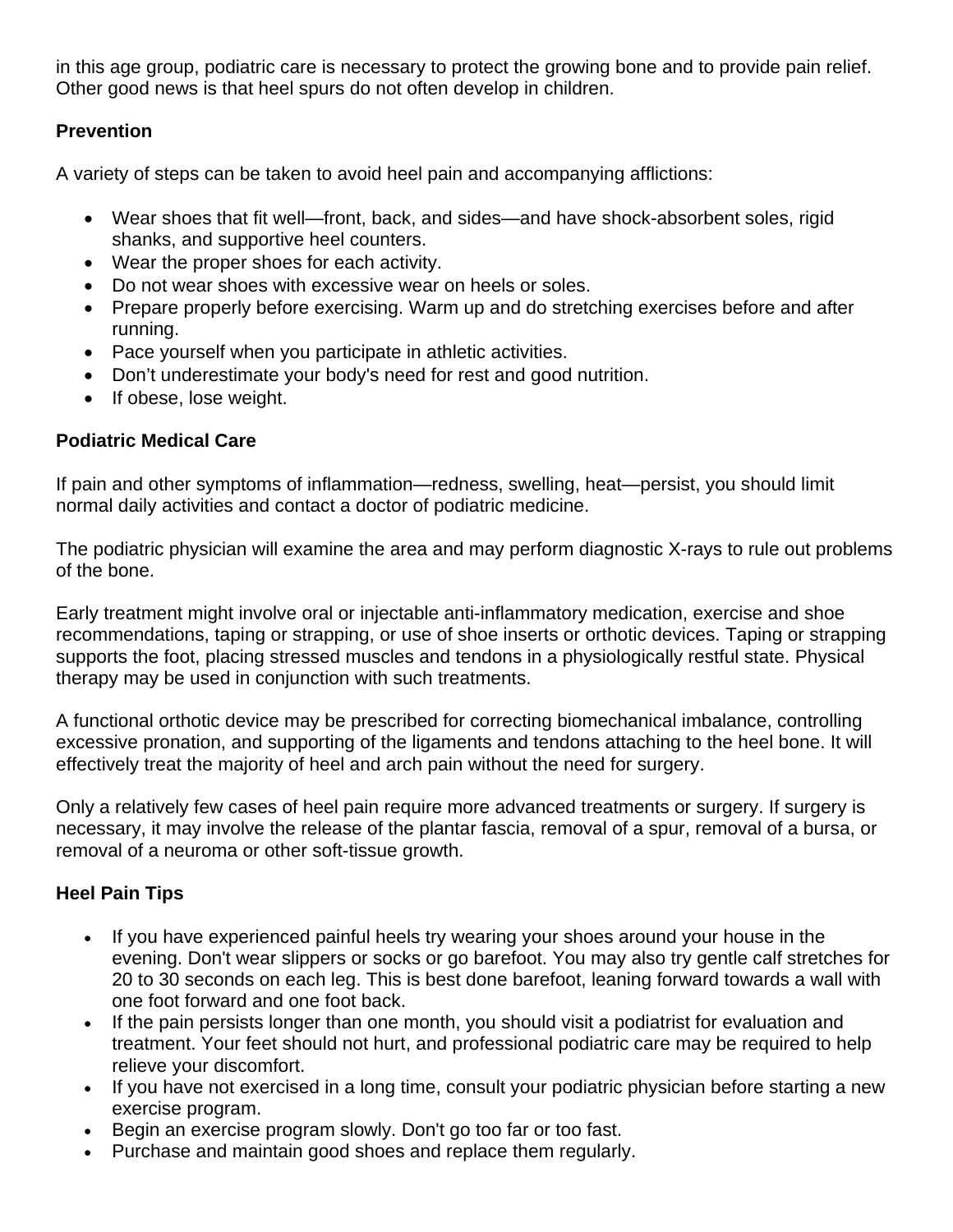in this age group, podiatric care is necessary to protect the growing bone and to provide pain relief. Other good news is that heel spurs do not often develop in children.

**Prevention**

A variety of steps can be taken to avoid heel pain and accompanying afflictions:

- Wear shoes that fit well—front, back, and sides—and have shock-absorbent soles, rigid shanks, and supportive heel counters.
- Wear the proper shoes for each activity.
- Do not wear shoes with excessive wear on heels or soles.
- Prepare properly before exercising. Warm up and do stretching exercises before and after running.
- Pace yourself when you participate in athletic activities.
- Don't underestimate your body's need for rest and good nutrition.
- If obese, lose weight.

**Podiatric Medical Care**

If pain and other symptoms of inflammation—redness, swelling, heat—persist, you should limit normal daily activities and contact a doctor of podiatric medicine.

The podiatric physician will examine the area and may perform diagnostic X-rays to rule out problems of the bone.

Early treatment might involve oral or injectable anti-inflammatory medication, exercise and shoe recommendations, taping or strapping, or use of shoe inserts or orthotic devices. Taping or strapping supports the foot, placing stressed muscles and tendons in a physiologically restful state. Physical therapy may be used in conjunction with such treatments.

A functional orthotic device may be prescribed for correcting biomechanical imbalance, controlling excessive pronation, and supporting of the ligaments and tendons attaching to the heel bone. It will effectively treat the majority of heel and arch pain without the need for surgery.

Only a relatively few cases of heel pain require more advanced treatments or surgery. If surgery is necessary, it may involve the release of the plantar fascia, removal of a spur, removal of a bursa, or removal of a neuroma or other soft-tissue growth.

**Heel Pain Tips**

- If you have experienced painful heels try wearing your shoes around your house in the evening. Don't wear slippers or socks or go barefoot. You may also try gentle calf stretches for 20 to 30 seconds on each leg. This is best done barefoot, leaning forward towards a wall with one foot forward and one foot back.
- If the pain persists longer than one month, you should visit a podiatrist for evaluation and treatment. Your feet should not hurt, and professional podiatric care may be required to help relieve your discomfort.
- If you have not exercised in a long time, consult your podiatric physician before starting a new exercise program.
- Begin an exercise program slowly. Don't go too far or too fast.
- Purchase and maintain good shoes and replace them regularly.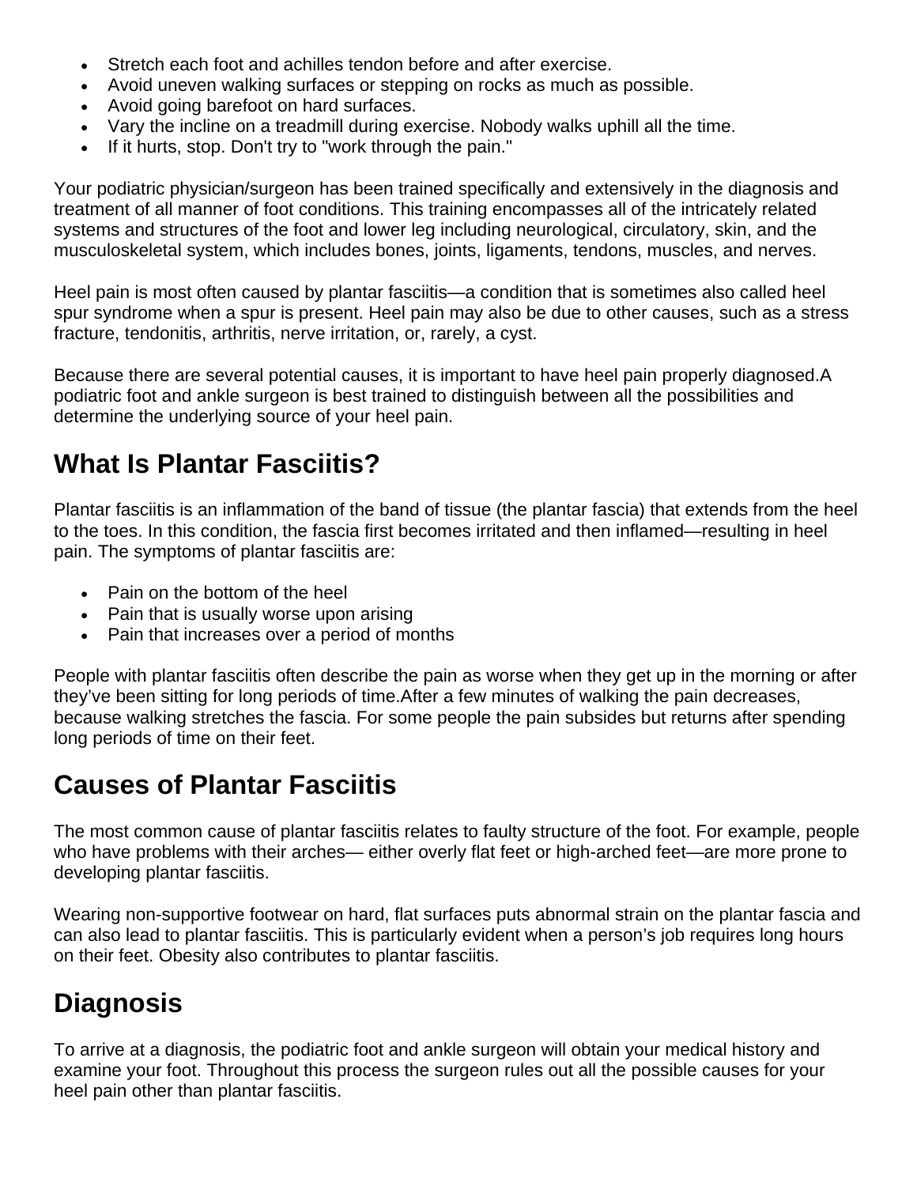- Stretch each foot and achilles tendon before and after exercise.
- Avoid uneven walking surfaces or stepping on rocks as much as possible.
- Avoid going barefoot on hard surfaces.
- Vary the incline on a treadmill during exercise. Nobody walks uphill all the time.
- If it hurts, stop. Don't try to "work through the pain."

Your podiatric physician/surgeon has been trained specifically and extensively in the diagnosis and treatment of all manner of foot conditions. This training encompasses all of the intricately related systems and structures of the foot and lower leg including neurological, circulatory, skin, and the musculoskeletal system, which includes bones, joints, ligaments, tendons, muscles, and nerves.

Heel pain is most often caused by plantar fasciitis—a condition that is sometimes also called heel spur syndrome when a spur is present. Heel pain may also be due to other causes, such as a stress fracture, tendonitis, arthritis, nerve irritation, or, rarely, a cyst.

Because there are several potential causes, it is important to have heel pain properly diagnosed.A podiatric foot and ankle surgeon is best trained to distinguish between all the possibilities and determine the underlying source of your heel pain.

## What Is Plantar Fasciitis?

Plantar fasciitis is an inflammation of the band of tissue (the plantar fascia) that extends from the heel to the toes. In this condition, the fascia first becomes irritated and then inflamed—resulting in heel pain. The symptoms of plantar fasciitis are:

- Pain on the bottom of the heel
- Pain that is usually worse upon arising
- Pain that increases over a period of months

People with plantar fasciitis often describe the pain as worse when they get up in the morning or after they've been sitting for long periods of time.After a few minutes of walking the pain decreases, because walking stretches the fascia. For some people the pain subsides but returns after spending long periods of time on their feet.

## Causes of Plantar Fasciitis

The most common cause of plantar fasciitis relates to faulty structure of the foot. For example, people who have problems with their arches— either overly flat feet or high-arched feet—are more prone to developing plantar fasciitis.

Wearing non-supportive footwear on hard, flat surfaces puts abnormal strain on the plantar fascia and can also lead to plantar fasciitis. This is particularly evident when a person's job requires long hours on their feet. Obesity also contributes to plantar fasciitis.

## Diagnosis

To arrive at a diagnosis, the podiatric foot and ankle surgeon will obtain your medical history and examine your foot. Throughout this process the surgeon rules out all the possible causes for your heel pain other than plantar fasciitis.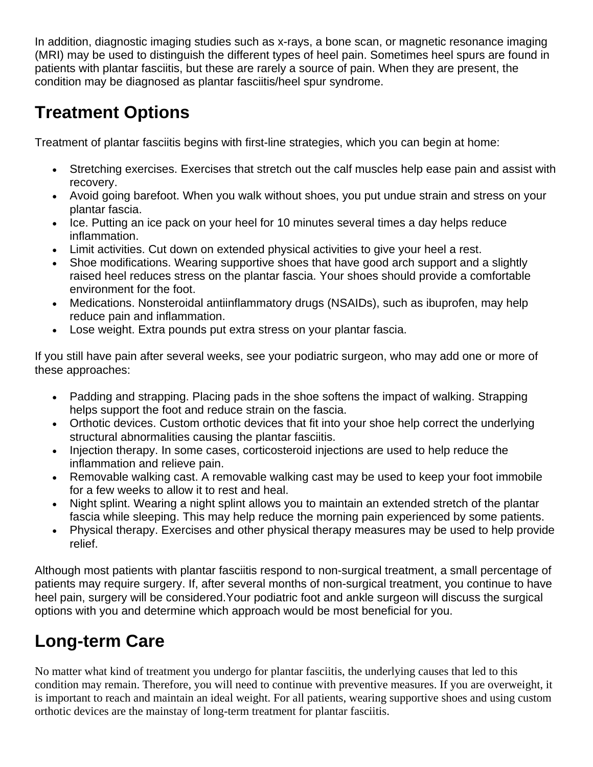In addition, diagnostic imaging studies such as x-rays, a bone scan, or magnetic resonance imaging (MRI) may be used to distinguish the different types of heel pain. Sometimes heel spurs are found in patients with plantar fasciitis, but these are rarely a source of pain. When they are present, the condition may be diagnosed as plantar fasciitis/heel spur syndrome.

## Treatment Options

Treatment of plantar fasciitis begins with first-line strategies, which you can begin at home:

- Stretching exercises. Exercises that stretch out the calf muscles help ease pain and assist with recovery.
- Avoid going barefoot. When you walk without shoes, you put undue strain and stress on your plantar fascia.
- Ice. Putting an ice pack on your heel for 10 minutes several times a day helps reduce inflammation.
- Limit activities. Cut down on extended physical activities to give your heel a rest.
- Shoe modifications. Wearing supportive shoes that have good arch support and a slightly raised heel reduces stress on the plantar fascia. Your shoes should provide a comfortable environment for the foot.
- Medications. Nonsteroidal antiinflammatory drugs (NSAIDs), such as ibuprofen, may help reduce pain and inflammation.
- Lose weight. Extra pounds put extra stress on your plantar fascia.

If you still have pain after several weeks, see your podiatric surgeon, who may add one or more of these approaches:

- Padding and strapping. Placing pads in the shoe softens the impact of walking. Strapping helps support the foot and reduce strain on the fascia.
- Orthotic devices. Custom orthotic devices that fit into your shoe help correct the underlying structural abnormalities causing the plantar fasciitis.
- Injection therapy. In some cases, corticosteroid injections are used to help reduce the inflammation and relieve pain.
- Removable walking cast. A removable walking cast may be used to keep your foot immobile for a few weeks to allow it to rest and heal.
- Night splint. Wearing a night splint allows you to maintain an extended stretch of the plantar fascia while sleeping. This may help reduce the morning pain experienced by some patients.
- Physical therapy. Exercises and other physical therapy measures may be used to help provide relief.

Although most patients with plantar fasciitis respond to non-surgical treatment, a small percentage of patients may require surgery. If, after several months of non-surgical treatment, you continue to have heel pain, surgery will be considered.Your podiatric foot and ankle surgeon will discuss the surgical options with you and determine which approach would be most beneficial for you.

## Long-term Care

No matter what kind of treatment you undergo for plantar fasciitis, the underlying causes that led to this condition may remain. Therefore, you will need to continue with preventive measures. If you are overweight, it is important to reach and maintain an ideal weight. For all patients, wearing supportive shoes and using custom orthotic devices are the mainstay of long-term treatment for plantar fasciitis.